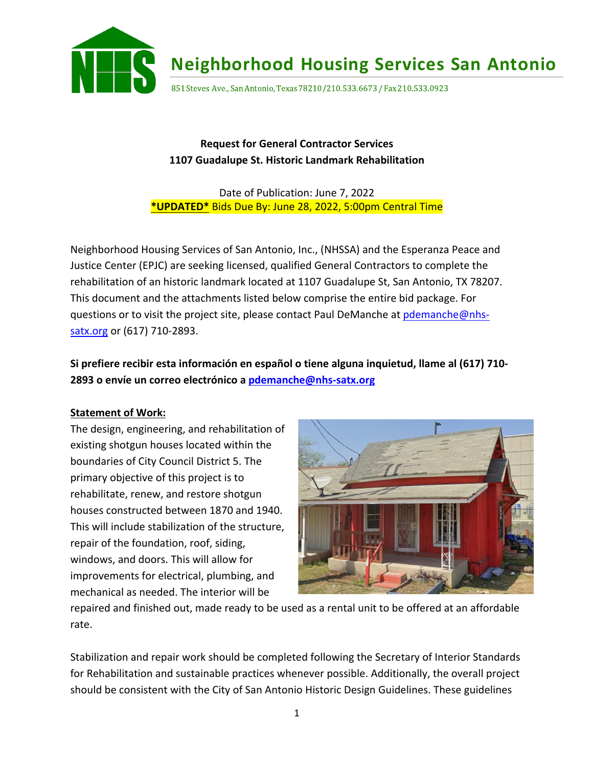# Neighborhood Housing Services San Antonio

851 Steves Ave., San Antonio, Texas 78210 / 210.533.6673 / Fax 210.533.0923

**Request for General Contractor Services**
**1107 Guadalupe St. Historic Landmark Rehabilitation**

Date of Publication: June 7, 2022
**\*UPDATED\*** Bids Due By: June 28, 2022, 5:00pm Central Time

Neighborhood Housing Services of San Antonio, Inc., (NHSSA) and the Esperanza Peace and Justice Center (EPJC) are seeking licensed, qualified General Contractors to complete the rehabilitation of an historic landmark located at 1107 Guadalupe St, San Antonio, TX 78207. This document and the attachments listed below comprise the entire bid package. For questions or to visit the project site, please contact Paul DeManche at pdemanche@nhs-satx.org or (617) 710-2893.

**Si prefiere recibir esta información en español o tiene alguna inquietud, llame al (617) 710-2893 o envíe un correo electrónico a pdemanche@nhs-satx.org**

**Statement of Work:**

The design, engineering, and rehabilitation of existing shotgun houses located within the boundaries of City Council District 5. The primary objective of this project is to rehabilitate, renew, and restore shotgun houses constructed between 1870 and 1940. This will include stabilization of the structure, repair of the foundation, roof, siding, windows, and doors. This will allow for improvements for electrical, plumbing, and mechanical as needed. The interior will be repaired and finished out, made ready to be used as a rental unit to be offered at an affordable rate.

Stabilization and repair work should be completed following the Secretary of Interior Standards for Rehabilitation and sustainable practices whenever possible. Additionally, the overall project should be consistent with the City of San Antonio Historic Design Guidelines. These guidelines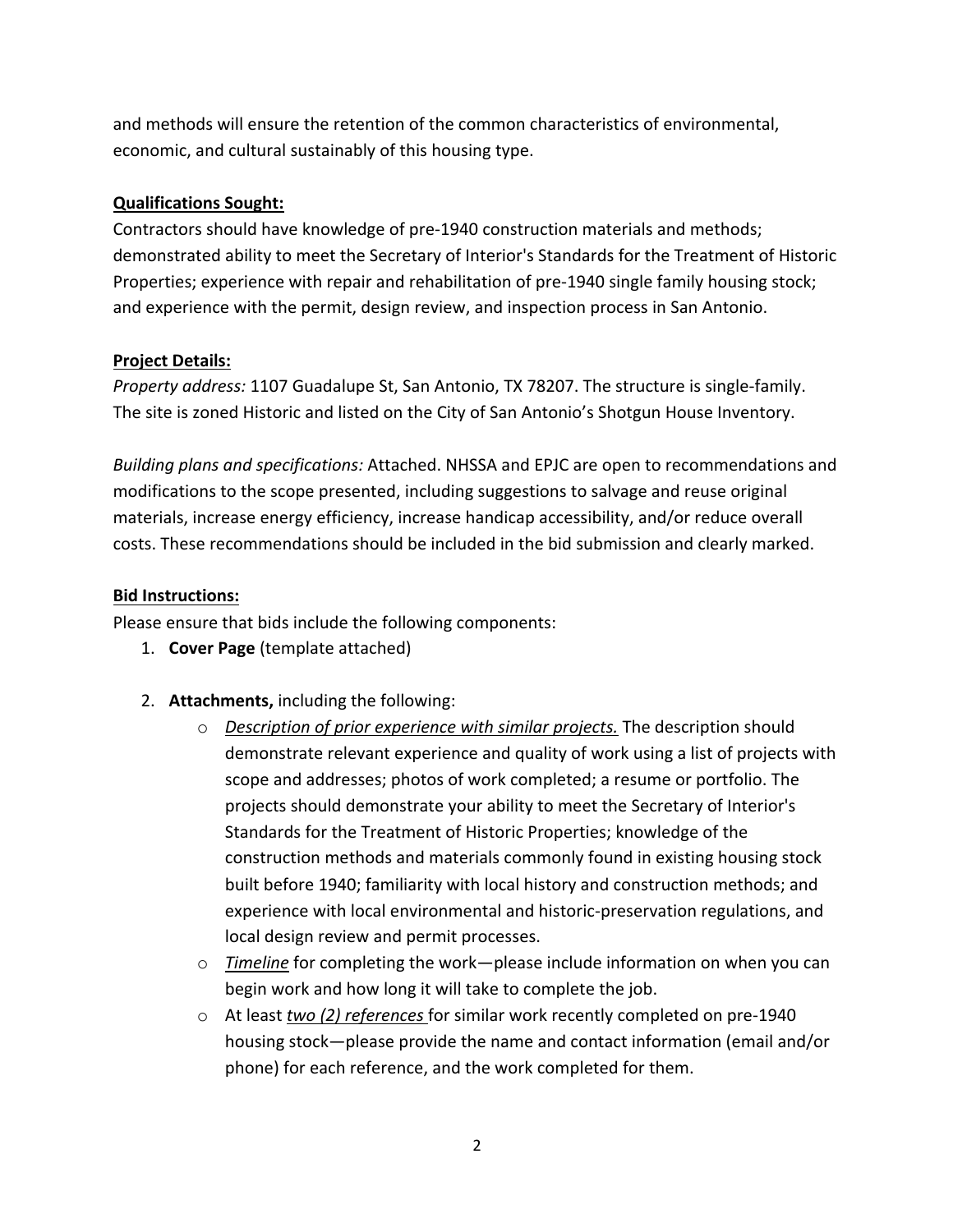and methods will ensure the retention of the common characteristics of environmental, economic, and cultural sustainably of this housing type.

**Qualifications Sought:**

Contractors should have knowledge of pre-1940 construction materials and methods; demonstrated ability to meet the Secretary of Interior's Standards for the Treatment of Historic Properties; experience with repair and rehabilitation of pre-1940 single family housing stock; and experience with the permit, design review, and inspection process in San Antonio.

**Project Details:**

*Property address:* 1107 Guadalupe St, San Antonio, TX 78207. The structure is single-family. The site is zoned Historic and listed on the City of San Antonio's Shotgun House Inventory.

*Building plans and specifications:* Attached. NHSSA and EPJC are open to recommendations and modifications to the scope presented, including suggestions to salvage and reuse original materials, increase energy efficiency, increase handicap accessibility, and/or reduce overall costs. These recommendations should be included in the bid submission and clearly marked.

**Bid Instructions:**

Please ensure that bids include the following components:

1. **Cover Page** (template attached)

2. **Attachments,** including the following:
   - *Description of prior experience with similar projects.* The description should demonstrate relevant experience and quality of work using a list of projects with scope and addresses; photos of work completed; a resume or portfolio. The projects should demonstrate your ability to meet the Secretary of Interior's Standards for the Treatment of Historic Properties; knowledge of the construction methods and materials commonly found in existing housing stock built before 1940; familiarity with local history and construction methods; and experience with local environmental and historic-preservation regulations, and local design review and permit processes.
   - *Timeline* for completing the work—please include information on when you can begin work and how long it will take to complete the job.
   - At least *two (2) references* for similar work recently completed on pre-1940 housing stock—please provide the name and contact information (email and/or phone) for each reference, and the work completed for them.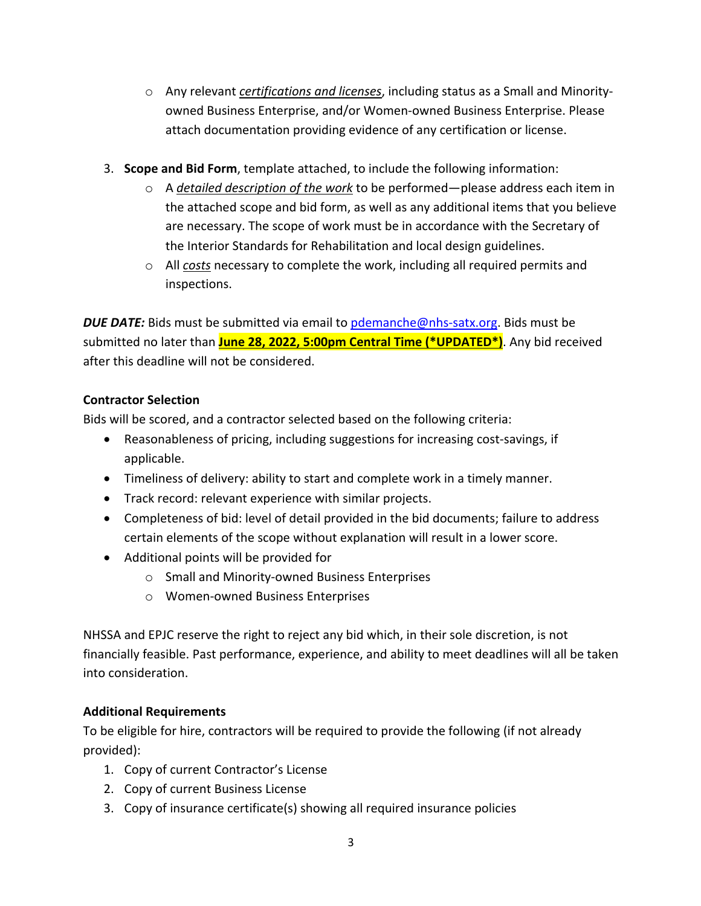- Any relevant <u>*certifications and licenses*</u>, including status as a Small and Minority-owned Business Enterprise, and/or Women-owned Business Enterprise. Please attach documentation providing evidence of any certification or license.

3. **Scope and Bid Form**, template attached, to include the following information:
   - A <u>*detailed description of the work*</u> to be performed—please address each item in the attached scope and bid form, as well as any additional items that you believe are necessary. The scope of work must be in accordance with the Secretary of the Interior Standards for Rehabilitation and local design guidelines.
   - All <u>*costs*</u> necessary to complete the work, including all required permits and inspections.

***DUE DATE:*** Bids must be submitted via email to [pdemanche@nhs-satx.org](mailto:pdemanche@nhs-satx.org). Bids must be submitted no later than **<u>June 28, 2022, 5:00pm Central Time (*UPDATED*)</u>**. Any bid received after this deadline will not be considered.

**Contractor Selection**

Bids will be scored, and a contractor selected based on the following criteria:

- Reasonableness of pricing, including suggestions for increasing cost-savings, if applicable.
- Timeliness of delivery: ability to start and complete work in a timely manner.
- Track record: relevant experience with similar projects.
- Completeness of bid: level of detail provided in the bid documents; failure to address certain elements of the scope without explanation will result in a lower score.
- Additional points will be provided for
  - Small and Minority-owned Business Enterprises
  - Women-owned Business Enterprises

NHSSA and EPJC reserve the right to reject any bid which, in their sole discretion, is not financially feasible. Past performance, experience, and ability to meet deadlines will all be taken into consideration.

**Additional Requirements**

To be eligible for hire, contractors will be required to provide the following (if not already provided):

1. Copy of current Contractor's License
2. Copy of current Business License
3. Copy of insurance certificate(s) showing all required insurance policies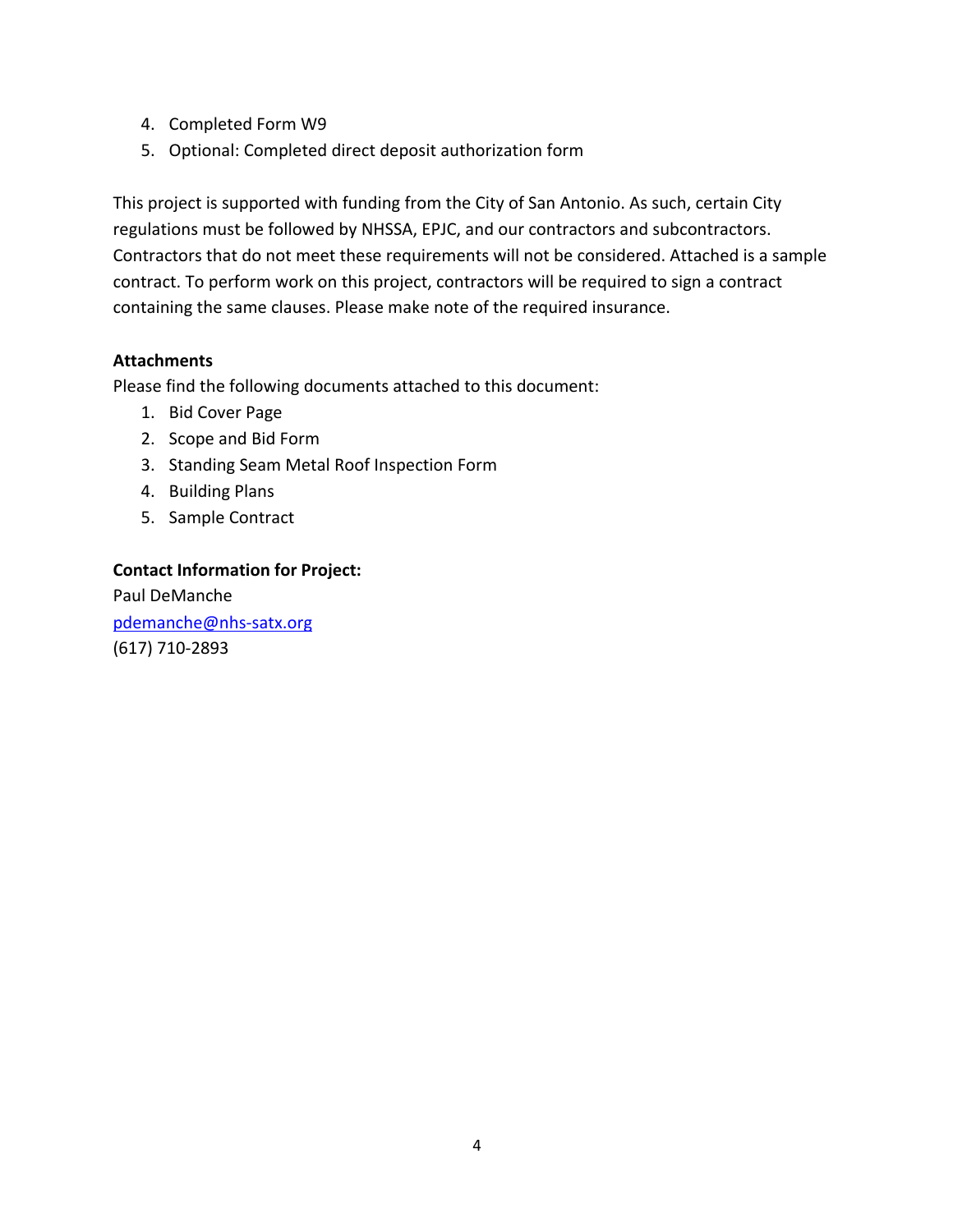4. Completed Form W9
5. Optional: Completed direct deposit authorization form

This project is supported with funding from the City of San Antonio. As such, certain City regulations must be followed by NHSSA, EPJC, and our contractors and subcontractors. Contractors that do not meet these requirements will not be considered. Attached is a sample contract. To perform work on this project, contractors will be required to sign a contract containing the same clauses. Please make note of the required insurance.

**Attachments**

Please find the following documents attached to this document:

1. Bid Cover Page
2. Scope and Bid Form
3. Standing Seam Metal Roof Inspection Form
4. Building Plans
5. Sample Contract

**Contact Information for Project:**

Paul DeManche
pdemanche@nhs-satx.org
(617) 710-2893